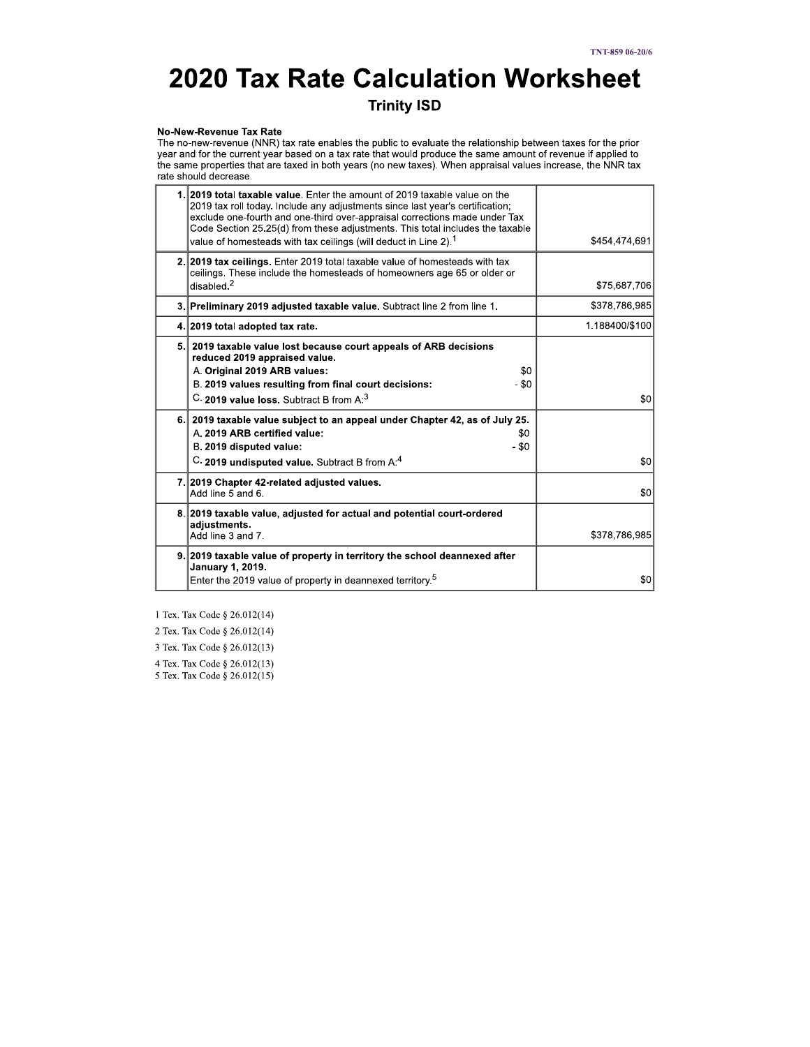TNT-859 06-20/6

# 2020 Tax Rate Calculation Worksheet

## Trinity ISD

**No-New-Revenue Tax Rate**

The no-new-revenue (NNR) tax rate enables the public to evaluate the relationship between taxes for the prior year and for the current year based on a tax rate that would produce the same amount of revenue if applied to the same properties that are taxed in both years (no new taxes). When appraisal values increase, the NNR tax rate should decrease.

| | | |
|---|---|---|
| 1. | **2019 total taxable value**. Enter the amount of 2019 taxable value on the 2019 tax roll today. Include any adjustments since last year's certification; exclude one-fourth and one-third over-appraisal corrections made under Tax Code Section 25.25(d) from these adjustments. This total includes the taxable value of homesteads with tax ceilings (will deduct in Line 2).[1] | $454,474,691 |
| 2. | **2019 tax ceilings.** Enter 2019 total taxable value of homesteads with tax ceilings. These include the homesteads of homeowners age 65 or older or disabled.[2] | $75,687,706 |
| 3. | **Preliminary 2019 adjusted taxable value.** Subtract line 2 from line 1. | $378,786,985 |
| 4. | **2019 total adopted tax rate.** | 1.188400/$100 |
| 5. | **2019 taxable value lost because court appeals of ARB decisions reduced 2019 appraised value.**<br>A. **Original 2019 ARB values:** $0<br>B. **2019 values resulting from final court decisions:** - $0<br>C. **2019 value loss.** Subtract B from A:[3] | $0 |
| 6. | **2019 taxable value subject to an appeal under Chapter 42, as of July 25.**<br>A. **2019 ARB certified value:** $0<br>B. **2019 disputed value:** - $0<br>C. **2019 undisputed value.** Subtract B from A:[4] | $0 |
| 7. | **2019 Chapter 42-related adjusted values.**<br>Add line 5 and 6. | $0 |
| 8. | **2019 taxable value, adjusted for actual and potential court-ordered adjustments.**<br>Add line 3 and 7. | $378,786,985 |
| 9. | **2019 taxable value of property in territory the school deannexed after January 1, 2019.**<br>Enter the 2019 value of property in deannexed territory.[5] | $0 |

1 Tex. Tax Code § 26.012(14)

2 Tex. Tax Code § 26.012(14)

3 Tex. Tax Code § 26.012(13)

4 Tex. Tax Code § 26.012(13)

5 Tex. Tax Code § 26.012(15)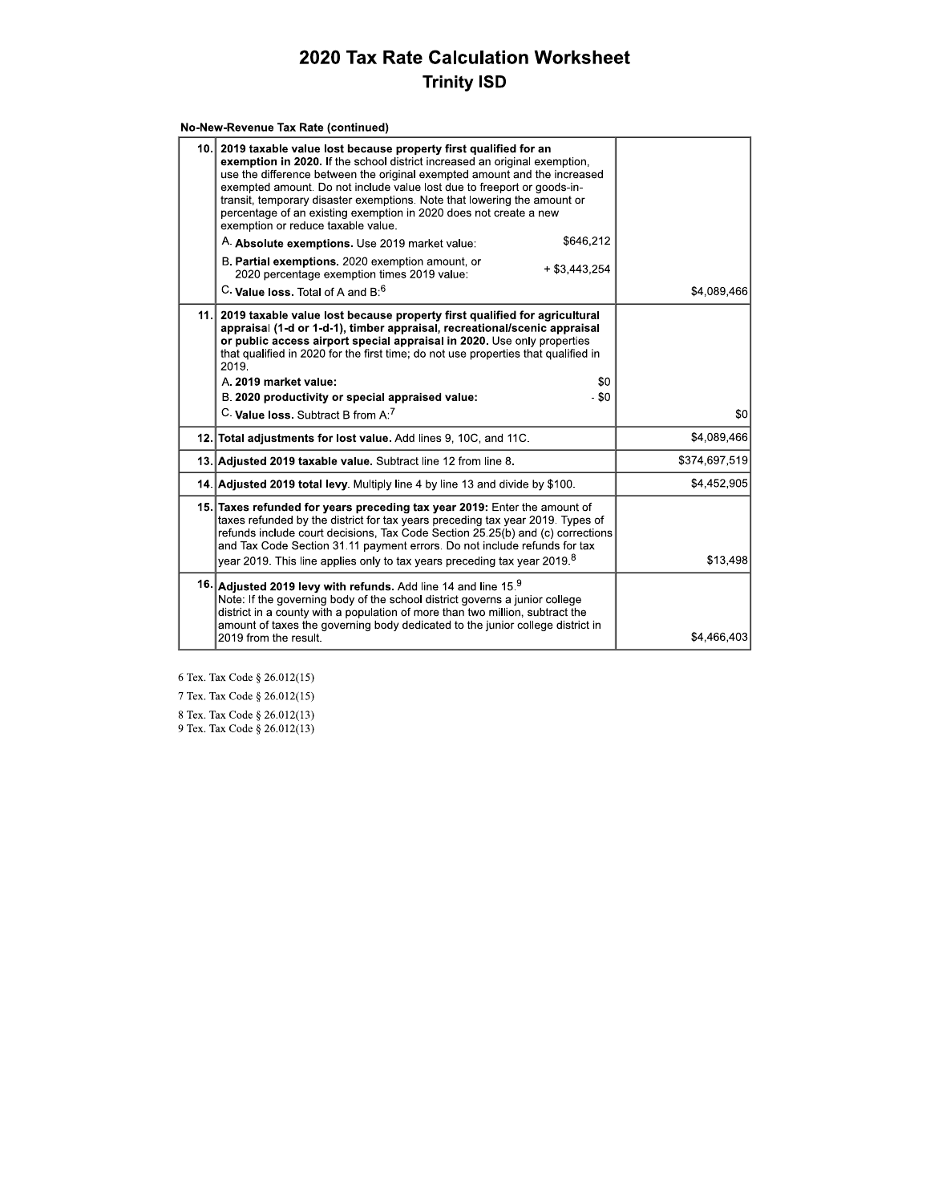# 2020 Tax Rate Calculation Worksheet

## Trinity ISD

**No-New-Revenue Tax Rate (continued)**

| Line | Description | Amount |
|---|---|---|
| 10. | **2019 taxable value lost because property first qualified for an exemption in 2020.** If the school district increased an original exemption, use the difference between the original exempted amount and the increased exempted amount. Do not include value lost due to freeport or goods-in-transit, temporary disaster exemptions. Note that lowering the amount or percentage of an existing exemption in 2020 does not create a new exemption or reduce taxable value.<br>A. **Absolute exemptions.** Use 2019 market value: $646,212<br>B. **Partial exemptions.** 2020 exemption amount, or 2020 percentage exemption times 2019 value: + $3,443,254<br>C. **Value loss.** Total of A and B:[6] | $4,089,466 |
| 11. | **2019 taxable value lost because property first qualified for agricultural appraisal (1-d or 1-d-1), timber appraisal, recreational/scenic appraisal or public access airport special appraisal in 2020.** Use only properties that qualified in 2020 for the first time; do not use properties that qualified in 2019.<br>A. **2019 market value:** $0<br>B. **2020 productivity or special appraised value:** - $0<br>C. **Value loss.** Subtract B from A:[7] | $0 |
| 12. | **Total adjustments for lost value.** Add lines 9, 10C, and 11C. | $4,089,466 |
| 13. | **Adjusted 2019 taxable value.** Subtract line 12 from line 8. | $374,697,519 |
| 14. | **Adjusted 2019 total levy.** Multiply line 4 by line 13 and divide by $100. | $4,452,905 |
| 15. | **Taxes refunded for years preceding tax year 2019:** Enter the amount of taxes refunded by the district for tax years preceding tax year 2019. Types of refunds include court decisions, Tax Code Section 25.25(b) and (c) corrections and Tax Code Section 31.11 payment errors. Do not include refunds for tax year 2019. This line applies only to tax years preceding tax year 2019.[8] | $13,498 |
| 16. | **Adjusted 2019 levy with refunds.** Add line 14 and line 15.[9]<br>Note: If the governing body of the school district governs a junior college district in a county with a population of more than two million, subtract the amount of taxes the governing body dedicated to the junior college district in 2019 from the result. | $4,466,403 |

6 Tex. Tax Code § 26.012(15)

7 Tex. Tax Code § 26.012(15)

8 Tex. Tax Code § 26.012(13)

9 Tex. Tax Code § 26.012(13)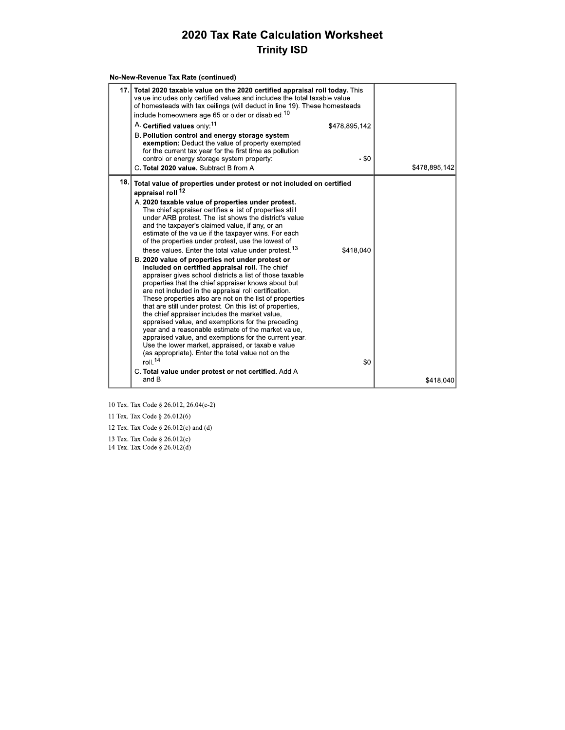# 2020 Tax Rate Calculation Worksheet

## Trinity ISD

**No-New-Revenue Tax Rate (continued)**

| | | |
|---|---|---|
| 17. | **Total 2020 taxable value on the 2020 certified appraisal roll today.** This value includes only certified values and includes the total taxable value of homesteads with tax ceilings (will deduct in line 19). These homesteads include homeowners age 65 or older or disabled.[10]<br>A. **Certified values** only:[11] $478,895,142<br>B. **Pollution control and energy storage system exemption:** Deduct the value of property exempted for the current tax year for the first time as pollution control or energy storage system property: - $0<br>C. **Total 2020 value.** Subtract B from A. | $478,895,142 |
| 18. | **Total value of properties under protest or not included on certified appraisal roll.**[12]<br>A. **2020 taxable value of properties under protest.** The chief appraiser certifies a list of properties still under ARB protest. The list shows the district's value and the taxpayer's claimed value, if any, or an estimate of the value if the taxpayer wins. For each of the properties under protest, use the lowest of these values. Enter the total value under protest.[13] $418,040<br>B. **2020 value of properties not under protest or included on certified appraisal roll.** The chief appraiser gives school districts a list of those taxable properties that the chief appraiser knows about but are not included in the appraisal roll certification. These properties also are not on the list of properties that are still under protest. On this list of properties, the chief appraiser includes the market value, appraised value, and exemptions for the preceding year and a reasonable estimate of the market value, appraised value, and exemptions for the current year. Use the lower market, appraised, or taxable value (as appropriate). Enter the total value not on the roll.[14] $0<br>C. **Total value under protest or not certified.** Add A and B. | $418,040 |

10 Tex. Tax Code § 26.012, 26.04(c-2)

11 Tex. Tax Code § 26.012(6)

12 Tex. Tax Code § 26.012(c) and (d)

13 Tex. Tax Code § 26.012(c)

14 Tex. Tax Code § 26.012(d)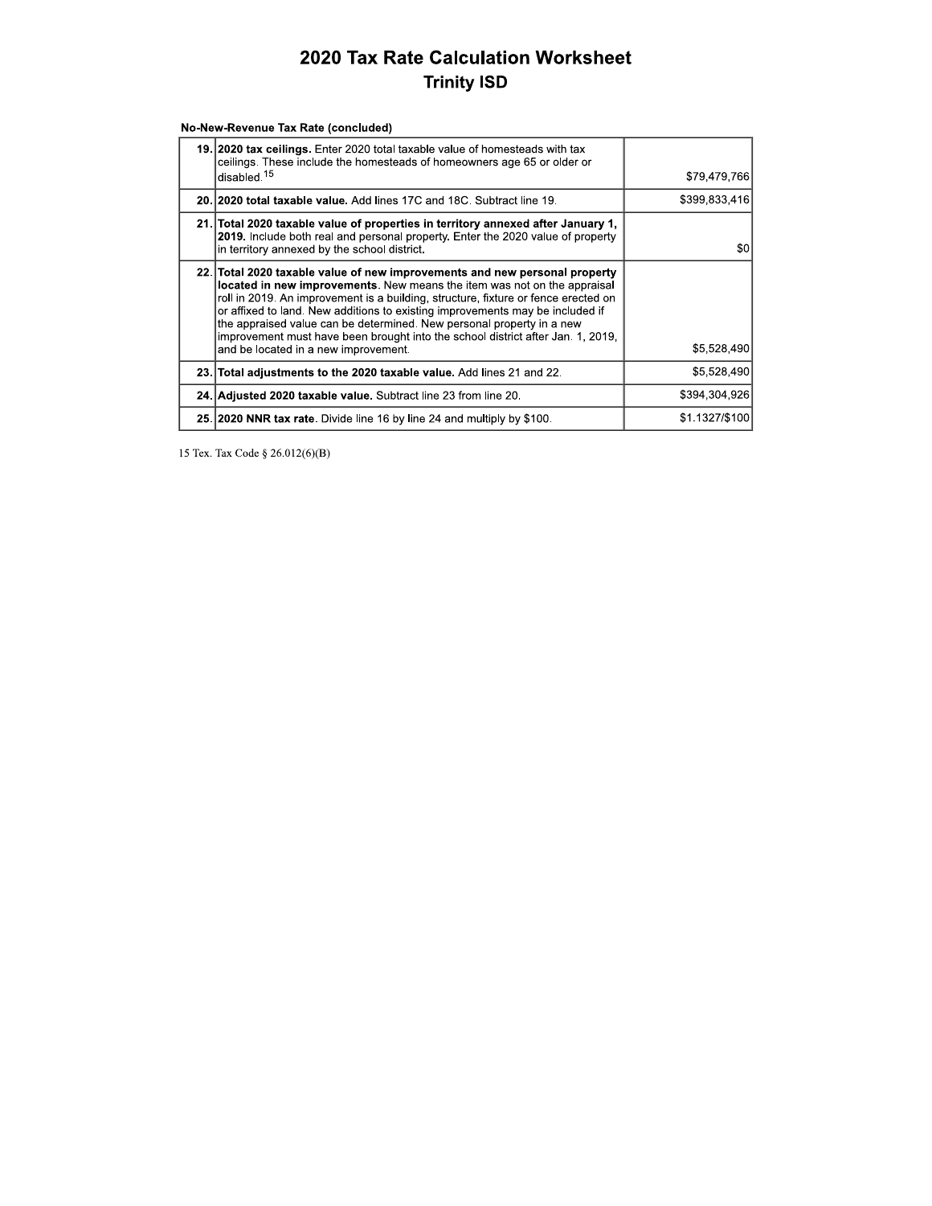# 2020 Tax Rate Calculation Worksheet

## Trinity ISD

**No-New-Revenue Tax Rate (concluded)**

| Line | Description | Amount |
|---|---|---|
| 19. | **2020 tax ceilings.** Enter 2020 total taxable value of homesteads with tax ceilings. These include the homesteads of homeowners age 65 or older or disabled.[15] | $79,479,766 |
| 20. | **2020 total taxable value.** Add lines 17C and 18C. Subtract line 19. | $399,833,416 |
| 21. | **Total 2020 taxable value of properties in territory annexed after January 1, 2019.** Include both real and personal property. Enter the 2020 value of property in territory annexed by the school district. | $0 |
| 22. | **Total 2020 taxable value of new improvements and new personal property located in new improvements**. New means the item was not on the appraisal roll in 2019. An improvement is a building, structure, fixture or fence erected on or affixed to land. New additions to existing improvements may be included if the appraised value can be determined. New personal property in a new improvement must have been brought into the school district after Jan. 1, 2019, and be located in a new improvement. | $5,528,490 |
| 23. | **Total adjustments to the 2020 taxable value.** Add lines 21 and 22. | $5,528,490 |
| 24. | **Adjusted 2020 taxable value.** Subtract line 23 from line 20. | $394,304,926 |
| 25. | **2020 NNR tax rate**. Divide line 16 by line 24 and multiply by $100. | $1.1327/$100 |

15 Tex. Tax Code § 26.012(6)(B)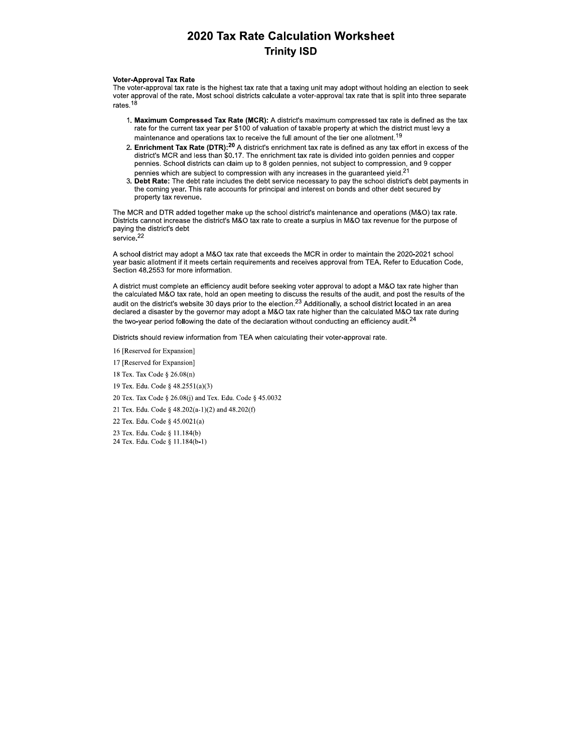# 2020 Tax Rate Calculation Worksheet

## Trinity ISD

**Voter-Approval Tax Rate**

The voter-approval tax rate is the highest tax rate that a taxing unit may adopt without holding an election to seek voter approval of the rate. Most school districts calculate a voter-approval tax rate that is split into three separate rates.[18]

1. **Maximum Compressed Tax Rate (MCR):** A district's maximum compressed tax rate is defined as the tax rate for the current tax year per $100 of valuation of taxable property at which the district must levy a maintenance and operations tax to receive the full amount of the tier one allotment.[19]
2. **Enrichment Tax Rate (DTR):**[20] A district's enrichment tax rate is defined as any tax effort in excess of the district's MCR and less than $0.17. The enrichment tax rate is divided into golden pennies and copper pennies. School districts can claim up to 8 golden pennies, not subject to compression, and 9 copper pennies which are subject to compression with any increases in the guaranteed yield.[21]
3. **Debt Rate:** The debt rate includes the debt service necessary to pay the school district's debt payments in the coming year. This rate accounts for principal and interest on bonds and other debt secured by property tax revenue.

The MCR and DTR added together make up the school district's maintenance and operations (M&O) tax rate. Districts cannot increase the district's M&O tax rate to create a surplus in M&O tax revenue for the purpose of paying the district's debt service.[22]

A school district may adopt a M&O tax rate that exceeds the MCR in order to maintain the 2020-2021 school year basic allotment if it meets certain requirements and receives approval from TEA. Refer to Education Code, Section 48.2553 for more information.

A district must complete an efficiency audit before seeking voter approval to adopt a M&O tax rate higher than the calculated M&O tax rate, hold an open meeting to discuss the results of the audit, and post the results of the audit on the district's website 30 days prior to the election.[23] Additionally, a school district located in an area declared a disaster by the governor may adopt a M&O tax rate higher than the calculated M&O tax rate during the two-year period following the date of the declaration without conducting an efficiency audit.[24]

Districts should review information from TEA when calculating their voter-approval rate.

16 [Reserved for Expansion]

17 [Reserved for Expansion]

18 Tex. Tax Code § 26.08(n)

19 Tex. Edu. Code § 48.2551(a)(3)

20 Tex. Tax Code § 26.08(j) and Tex. Edu. Code § 45.0032

21 Tex. Edu. Code § 48.202(a-1)(2) and 48.202(f)

22 Tex. Edu. Code § 45.0021(a)

23 Tex. Edu. Code § 11.184(b)

24 Tex. Edu. Code § 11.184(b-1)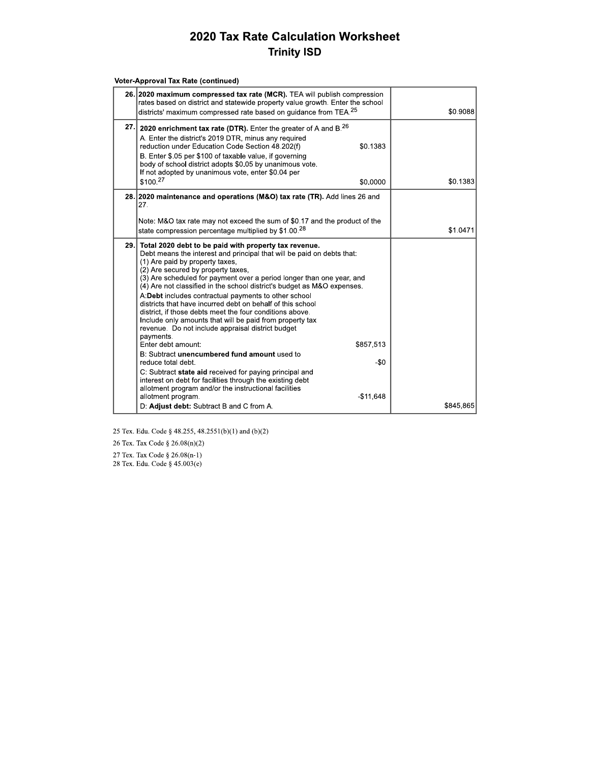# 2020 Tax Rate Calculation Worksheet

## Trinity ISD

**Voter-Approval Tax Rate (continued)**

| Line | Description | Amount |
|---|---|---|
| 26. | **2020 maximum compressed tax rate (MCR).** TEA will publish compression rates based on district and statewide property value growth. Enter the school districts' maximum compressed rate based on guidance from TEA.[25] | $0.9088 |
| 27. | **2020 enrichment tax rate (DTR).** Enter the greater of A and B.[26]<br>A. Enter the district's 2019 DTR, minus any required reduction under Education Code Section 48.202(f) — $0.1383<br>B. Enter $.05 per $100 of taxable value, if governing body of school district adopts $0.05 by unanimous vote. If not adopted by unanimous vote, enter $0.04 per $100.[27] — $0.0000 | $0.1383 |
| 28. | **2020 maintenance and operations (M&O) tax rate (TR).** Add lines 26 and 27.<br><br>Note: M&O tax rate may not exceed the sum of $0.17 and the product of the state compression percentage multiplied by $1.00.[28] | $1.0471 |
| 29. | **Total 2020 debt to be paid with property tax revenue.**<br>Debt means the interest and principal that will be paid on debts that:<br>(1) Are paid by property taxes,<br>(2) Are secured by property taxes,<br>(3) Are scheduled for payment over a period longer than one year, and<br>(4) Are not classified in the school district's budget as M&O expenses.<br>A: **Debt** includes contractual payments to other school districts that have incurred debt on behalf of this school district, if those debts meet the four conditions above. Include only amounts that will be paid from property tax revenue. Do not include appraisal district budget payments.<br>Enter debt amount: — $857,513<br>B: Subtract **unencumbered fund amount** used to reduce total debt. — -$0<br>C: Subtract **state aid** received for paying principal and interest on debt for facilities through the existing debt allotment program and/or the instructional facilities allotment program. — -$11,648<br>D: **Adjust debt:** Subtract B and C from A. | $845,865 |

25 Tex. Edu. Code § 48.255, 48.2551(b)(1) and (b)(2)

26 Tex. Tax Code § 26.08(n)(2)

27 Tex. Tax Code § 26.08(n-1)

28 Tex. Edu. Code § 45.003(e)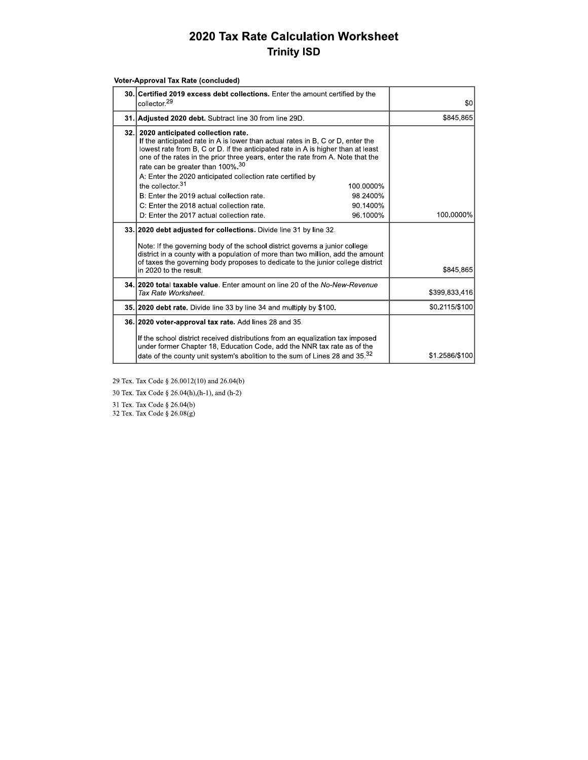# 2020 Tax Rate Calculation Worksheet

## Trinity ISD

**Voter-Approval Tax Rate (concluded)**

| Line | Description | Amount |
|---|---|---|
| 30. | **Certified 2019 excess debt collections.** Enter the amount certified by the collector.[29] | $0 |
| 31. | **Adjusted 2020 debt.** Subtract line 30 from line 29D. | $845,865 |
| 32. | **2020 anticipated collection rate.** If the anticipated rate in A is lower than actual rates in B, C or D, enter the lowest rate from B, C or D. If the anticipated rate in A is higher than at least one of the rates in the prior three years, enter the rate from A. Note that the rate can be greater than 100%.[30]<br>A: Enter the 2020 anticipated collection rate certified by the collector.[31] 100.0000%<br>B: Enter the 2019 actual collection rate. 98.2400%<br>C: Enter the 2018 actual collection rate. 90.1400%<br>D: Enter the 2017 actual collection rate. 96.1000% | 100.0000% |
| 33. | **2020 debt adjusted for collections.** Divide line 31 by line 32.<br><br>Note: If the governing body of the school district governs a junior college district in a county with a population of more than two million, add the amount of taxes the governing body proposes to dedicate to the junior college district in 2020 to the result. | $845,865 |
| 34. | **2020 total taxable value**. Enter amount on line 20 of the *No-New-Revenue Tax Rate Worksheet*. | $399,833,416 |
| 35. | **2020 debt rate.** Divide line 33 by line 34 and multiply by $100. | $0.2115/$100 |
| 36. | **2020 voter-approval tax rate.** Add lines 28 and 35.<br><br>If the school district received distributions from an equalization tax imposed under former Chapter 18, Education Code, add the NNR tax rate as of the date of the county unit system's abolition to the sum of Lines 28 and 35.[32] | $1.2586/$100 |

29 Tex. Tax Code § 26.0012(10) and 26.04(b)

30 Tex. Tax Code § 26.04(h),(h-1), and (h-2)

31 Tex. Tax Code § 26.04(b)

32 Tex. Tax Code § 26.08(g)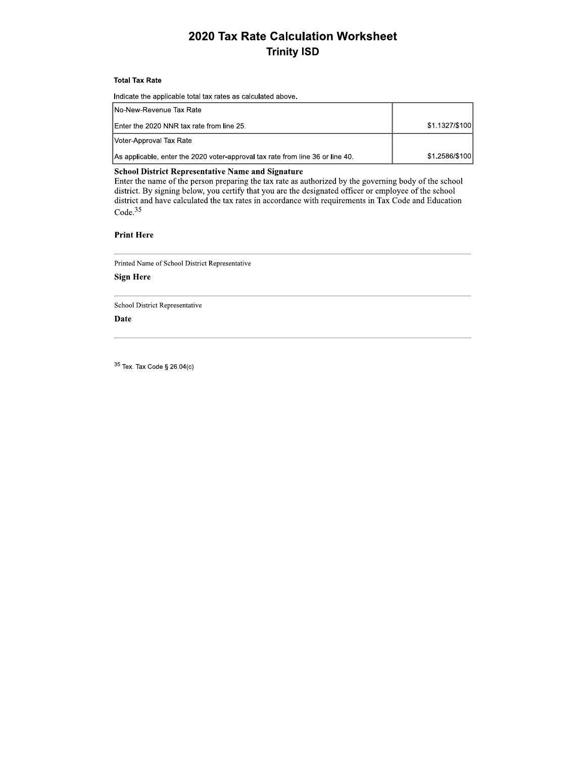# 2020 Tax Rate Calculation Worksheet

## Trinity ISD

**Total Tax Rate**

Indicate the applicable total tax rates as calculated above.

| | |
|---|---|
| No-New-Revenue Tax Rate<br><br>Enter the 2020 NNR tax rate from line 25. | $1.1327/$100 |
| Voter-Approval Tax Rate<br><br>As applicable, enter the 2020 voter-approval tax rate from line 36 or line 40. | $1.2586/$100 |

**School District Representative Name and Signature**

Enter the name of the person preparing the tax rate as authorized by the governing body of the school district. By signing below, you certify that you are the designated officer or employee of the school district and have calculated the tax rates in accordance with requirements in Tax Code and Education Code.[35]

**Print Here**

_______________________________________________

Printed Name of School District Representative

**Sign Here**

_______________________________________________

School District Representative

**Date**

_______________________________________________

[35] Tex. Tax Code § 26.04(c)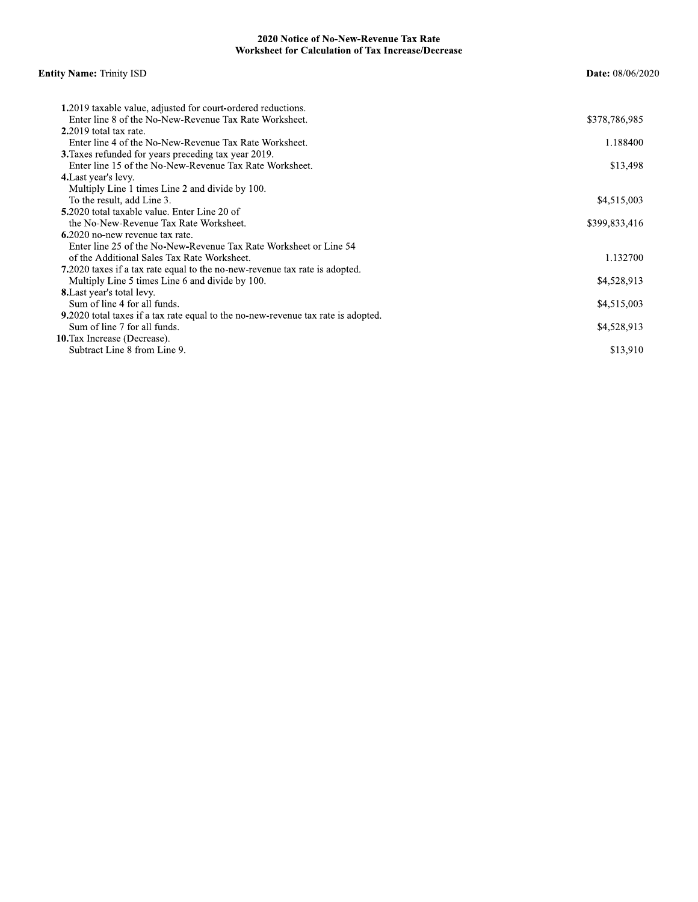## 2020 Notice of No-New-Revenue Tax Rate
## Worksheet for Calculation of Tax Increase/Decrease

**Entity Name:** Trinity ISD

**Date:** 08/06/2020

| | |
|---|---|
| **1.** 2019 taxable value, adjusted for court-ordered reductions. Enter line 8 of the No-New-Revenue Tax Rate Worksheet. | $378,786,985 |
| **2.** 2019 total tax rate. Enter line 4 of the No-New-Revenue Tax Rate Worksheet. | 1.188400 |
| **3.** Taxes refunded for years preceding tax year 2019. Enter line 15 of the No-New-Revenue Tax Rate Worksheet. | $13,498 |
| **4.** Last year's levy. Multiply Line 1 times Line 2 and divide by 100. To the result, add Line 3. | $4,515,003 |
| **5.** 2020 total taxable value. Enter Line 20 of the No-New-Revenue Tax Rate Worksheet. | $399,833,416 |
| **6.** 2020 no-new revenue tax rate. Enter line 25 of the No-New-Revenue Tax Rate Worksheet or Line 54 of the Additional Sales Tax Rate Worksheet. | 1.132700 |
| **7.** 2020 taxes if a tax rate equal to the no-new-revenue tax rate is adopted. Multiply Line 5 times Line 6 and divide by 100. | $4,528,913 |
| **8.** Last year's total levy. Sum of line 4 for all funds. | $4,515,003 |
| **9.** 2020 total taxes if a tax rate equal to the no-new-revenue tax rate is adopted. Sum of line 7 for all funds. | $4,528,913 |
| **10.** Tax Increase (Decrease). Subtract Line 8 from Line 9. | $13,910 |